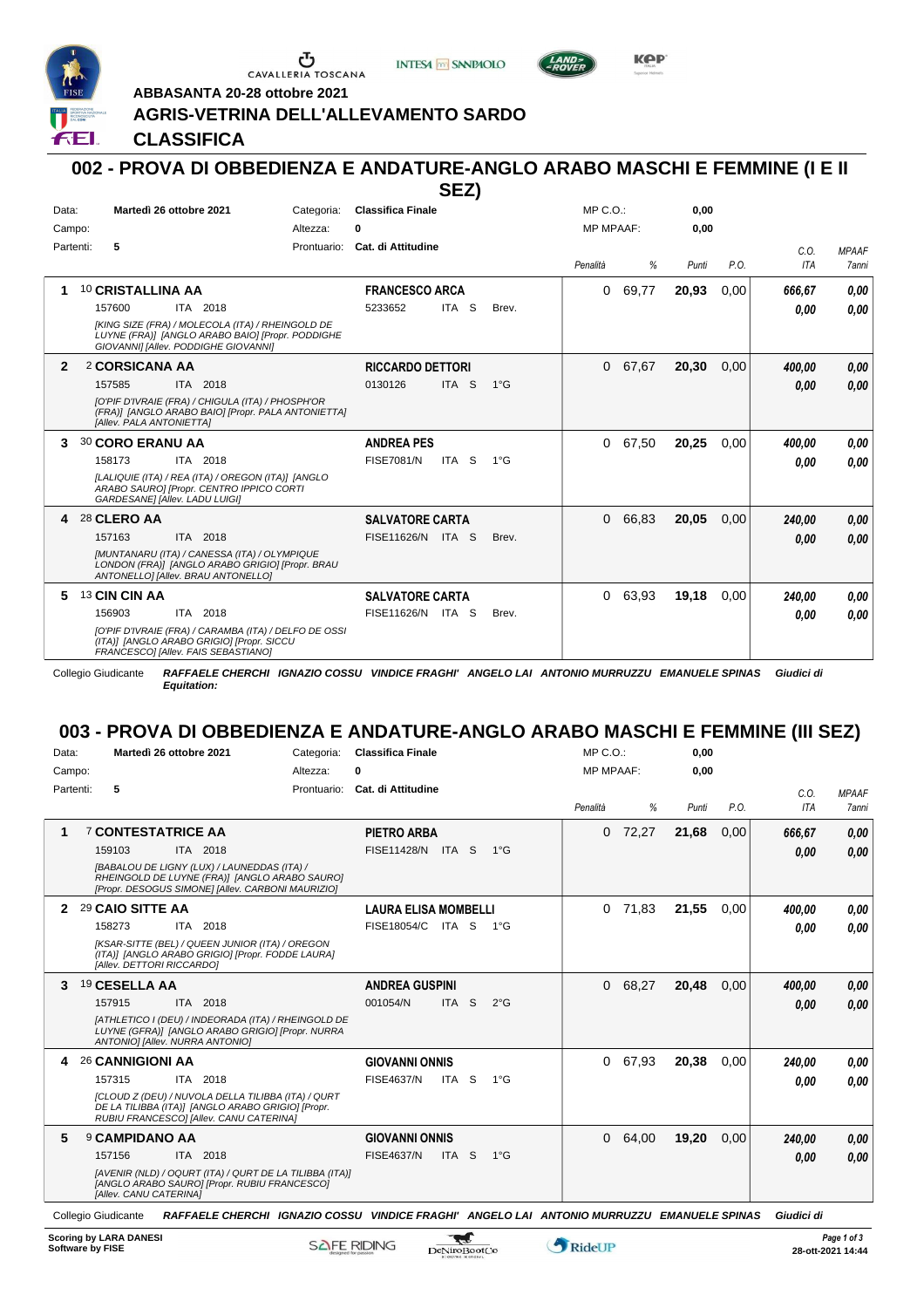ABBASANTA 20-28 ottobre 2021

**AGRIS-VETRINA DELL'ALLEVAMENTO SARDO**

**CLASSIFICA**

## 002 - PROVA DI OBBEDIENZA E ANDATURE-ANGLO ARABO MASCHI E FEMMINE (I E II SEZ)

Data: **Martedì 26 ottobre 2021** — Categoria: **Classifica Finale** — MP C.O.: **0,00**
Campo: — Altezza: **0** — MP MPAAF: **0,00**
Partenti: **5** — Prontuario: **Cat. di Attitudine**

| | Cavallo | Cavaliere | Penalità | % | Punti | P.O. | C.O. ITA | MPAAF 7anni |
|---|---|---|---|---|---|---|---|---|
| 1 | 10 **CRISTALLINA AA** 157600 ITA 2018 *[KING SIZE (FRA) / MOLECOLA (ITA) / RHEINGOLD DE LUYNE (FRA)] [ANGLO ARABO BAIO] [Propr. PODDIGHE GIOVANNI] [Allev. PODDIGHE GIOVANNI]* | **FRANCESCO ARCA** 5233652 ITA S Brev. | 0 | 69,77 | 20,93 | 0,00 | 666,67 / 0,00 | 0,00 / 0,00 |
| 2 | 2 **CORSICANA AA** 157585 ITA 2018 *[O'PIF D'IVRAIE (FRA) / CHIGULA (ITA) / PHOSPH'OR (FRA)] [ANGLO ARABO BAIO] [Propr. PALA ANTONIETTA] [Allev. PALA ANTONIETTA]* | **RICCARDO DETTORI** 0130126 ITA S 1°G | 0 | 67,67 | 20,30 | 0,00 | 400,00 / 0,00 | 0,00 / 0,00 |
| 3 | 30 **CORO ERANU AA** 158173 ITA 2018 *[LALIQUIE (ITA) / REA (ITA) / OREGON (ITA)] [ANGLO ARABO SAURO] [Propr. CENTRO IPPICO CORTI GARDESANE] [Allev. LADU LUIGI]* | **ANDREA PES** FISE7081/N ITA S 1°G | 0 | 67,50 | 20,25 | 0,00 | 400,00 / 0,00 | 0,00 / 0,00 |
| 4 | 28 **CLERO AA** 157163 ITA 2018 *[MUNTANARU (ITA) / CANESSA (ITA) / OLYMPIQUE LONDON (FRA)] [ANGLO ARABO GRIGIO] [Propr. BRAU ANTONELLO] [Allev. BRAU ANTONELLO]* | **SALVATORE CARTA** FISE11626/N ITA S Brev. | 0 | 66,83 | 20,05 | 0,00 | 240,00 / 0,00 | 0,00 / 0,00 |
| 5 | 13 **CIN CIN AA** 156903 ITA 2018 *[O'PIF D'IVRAIE (FRA) / CARAMBA (ITA) / DELFO DE OSSI (ITA)] [ANGLO ARABO GRIGIO] [Propr. SICCU FRANCESCO] [Allev. FAIS SEBASTIANO]* | **SALVATORE CARTA** FISE11626/N ITA S Brev. | 0 | 63,93 | 19,18 | 0,00 | 240,00 / 0,00 | 0,00 / 0,00 |

Collegio Giudicante *RAFFAELE CHERCHI IGNAZIO COSSU VINDICE FRAGHI' ANGELO LAI ANTONIO MURRUZZU EMANUELE SPINAS* *Giudici di Equitation:*

## 003 - PROVA DI OBBEDIENZA E ANDATURE-ANGLO ARABO MASCHI E FEMMINE (III SEZ)

Data: **Martedì 26 ottobre 2021** — Categoria: **Classifica Finale** — MP C.O.: **0,00**
Campo: — Altezza: **0** — MP MPAAF: **0,00**
Partenti: **5** — Prontuario: **Cat. di Attitudine**

| | Cavallo | Cavaliere | Penalità | % | Punti | P.O. | C.O. ITA | MPAAF 7anni |
|---|---|---|---|---|---|---|---|---|
| 1 | 7 **CONTESTATRICE AA** 159103 ITA 2018 *[BABALOU DE LIGNY (LUX) / LAUNEDDAS (ITA) / RHEINGOLD DE LUYNE (FRA)] [ANGLO ARABO SAURO] [Propr. DESOGUS SIMONE] [Allev. CARBONI MAURIZIO]* | **PIETRO ARBA** FISE11428/N ITA S 1°G | 0 | 72,27 | 21,68 | 0,00 | 666,67 / 0,00 | 0,00 / 0,00 |
| 2 | 29 **CAIO SITTE AA** 158273 ITA 2018 *[KSAR-SITTE (BEL) / QUEEN JUNIOR (ITA) / OREGON (ITA)] [ANGLO ARABO GRIGIO] [Propr. FODDE LAURA] [Allev. DETTORI RICCARDO]* | **LAURA ELISA MOMBELLI** FISE18054/C ITA S 1°G | 0 | 71,83 | 21,55 | 0,00 | 400,00 / 0,00 | 0,00 / 0,00 |
| 3 | 19 **CESELLA AA** 157915 ITA 2018 *[ATHLETICO I (DEU) / INDEORADA (ITA) / RHEINGOLD DE LUYNE (GFRA)] [ANGLO ARABO GRIGIO] [Propr. NURRA ANTONIO] [Allev. NURRA ANTONIO]* | **ANDREA GUSPINI** 001054/N ITA S 2°G | 0 | 68,27 | 20,48 | 0,00 | 400,00 / 0,00 | 0,00 / 0,00 |
| 4 | 26 **CANNIGIONI AA** 157315 ITA 2018 *[CLOUD Z (DEU) / NUVOLA DELLA TILIBBA (ITA) / QURT DE LA TILIBBA (ITA)] [ANGLO ARABO GRIGIO] [Propr. RUBIU FRANCESCO] [Allev. CANU CATERINA]* | **GIOVANNI ONNIS** FISE4637/N ITA S 1°G | 0 | 67,93 | 20,38 | 0,00 | 240,00 / 0,00 | 0,00 / 0,00 |
| 5 | 9 **CAMPIDANO AA** 157156 ITA 2018 *[AVENIR (NLD) / OQURT (ITA) / QURT DE LA TILIBBA (ITA)] [ANGLO ARABO SAURO] [Propr. RUBIU FRANCESCO] [Allev. CANU CATERINA]* | **GIOVANNI ONNIS** FISE4637/N ITA S 1°G | 0 | 64,00 | 19,20 | 0,00 | 240,00 / 0,00 | 0,00 / 0,00 |

Collegio Giudicante *RAFFAELE CHERCHI IGNAZIO COSSU VINDICE FRAGHI' ANGELO LAI ANTONIO MURRUZZU EMANUELE SPINAS* *Giudici di*

Scoring by LARA DANESI
Software by FISE

28-ott-2021 14:44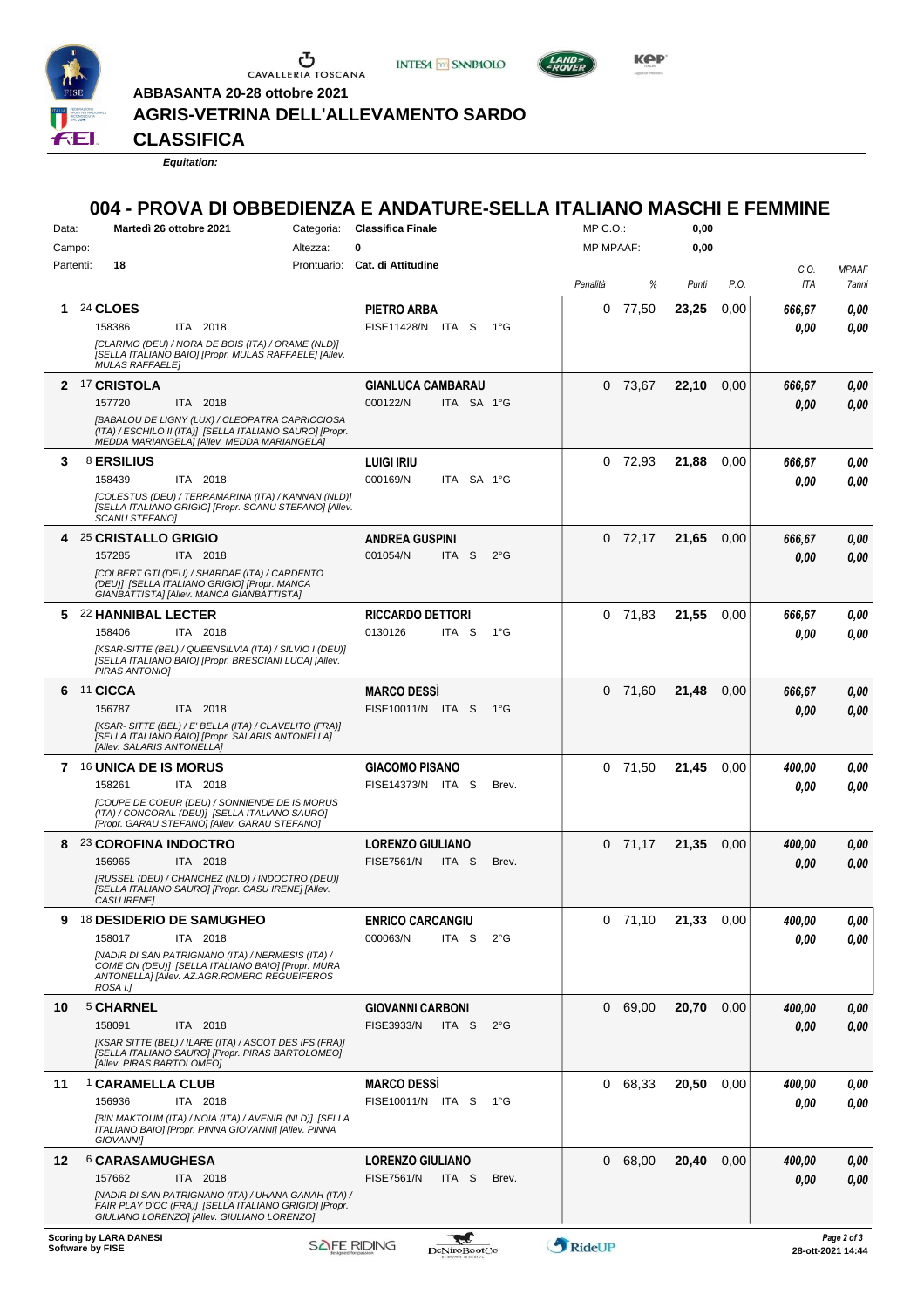ABBASANTA 20-28 ottobre 2021

# AGRIS-VETRINA DELL'ALLEVAMENTO SARDO

## CLASSIFICA

*Equitation:*

## 004 - PROVA DI OBBEDIENZA E ANDATURE-SELLA ITALIANO MASCHI E FEMMINE

Data: **Martedì 26 ottobre 2021** Categoria: **Classifica Finale** MP C.O.: **0,00**
Campo: Altezza: **0** MP MPAAF: **0,00**
Partenti: **18** Prontuario: **Cat. di Attitudine**

| | Cavallo | Cavaliere | Penalità | % | Punti | P.O. | C.O. ITA | MPAAF 7anni |
|---|---|---|---|---|---|---|---|---|
| 1 | 24 **CLOES** 158386 ITA 2018 *[CLARIMO (DEU) / NORA DE BOIS (ITA) / ORAME (NLD)] [SELLA ITALIANO BAIO] [Propr. MULAS RAFFAELE] [Allev. MULAS RAFFAELE]* | **PIETRO ARBA** FISE11428/N ITA S 1°G | 0 | 77,50 | **23,25** | 0,00 | **666,67** / **0,00** | **0,00** / **0,00** |
| 2 | 17 **CRISTOLA** 157720 ITA 2018 *[BABALOU DE LIGNY (LUX) / CLEOPATRA CAPRICCIOSA (ITA) / ESCHILO II (ITA)] [SELLA ITALIANO SAURO] [Propr. MEDDA MARIANGELA] [Allev. MEDDA MARIANGELA]* | **GIANLUCA CAMBARAU** 000122/N ITA SA 1°G | 0 | 73,67 | **22,10** | 0,00 | **666,67** / **0,00** | **0,00** / **0,00** |
| 3 | 8 **ERSILIUS** 158439 ITA 2018 *[COLESTUS (DEU) / TERRAMARINA (ITA) / KANNAN (NLD)] [SELLA ITALIANO GRIGIO] [Propr. SCANU STEFANO] [Allev. SCANU STEFANO]* | **LUIGI IRIU** 000169/N ITA SA 1°G | 0 | 72,93 | **21,88** | 0,00 | **666,67** / **0,00** | **0,00** / **0,00** |
| 4 | 25 **CRISTALLO GRIGIO** 157285 ITA 2018 *[COLBERT GTI (DEU) / SHARDAF (ITA) / CARDENTO (DEU)] [SELLA ITALIANO GRIGIO] [Propr. MANCA GIANBATTISTA] [Allev. MANCA GIANBATTISTA]* | **ANDREA GUSPINI** 001054/N ITA S 2°G | 0 | 72,17 | **21,65** | 0,00 | **666,67** / **0,00** | **0,00** / **0,00** |
| 5 | 22 **HANNIBAL LECTER** 158406 ITA 2018 *[KSAR-SITTE (BEL) / QUEENSILVIA (ITA) / SILVIO I (DEU)] [SELLA ITALIANO BAIO] [Propr. BRESCIANI LUCA] [Allev. PIRAS ANTONIO]* | **RICCARDO DETTORI** 0130126 ITA S 1°G | 0 | 71,83 | **21,55** | 0,00 | **666,67** / **0,00** | **0,00** / **0,00** |
| 6 | 11 **CICCA** 156787 ITA 2018 *[KSAR- SITTE (BEL) / E' BELLA (ITA) / CLAVELITO (FRA)] [SELLA ITALIANO BAIO] [Propr. SALARIS ANTONELLA] [Allev. SALARIS ANTONELLA]* | **MARCO DESSÌ** FISE10011/N ITA S 1°G | 0 | 71,60 | **21,48** | 0,00 | **666,67** / **0,00** | **0,00** / **0,00** |
| 7 | 16 **UNICA DE IS MORUS** 158261 ITA 2018 *[COUPE DE COEUR (DEU) / SONNIENDE DE IS MORUS (ITA) / CONCORAL (DEU)] [SELLA ITALIANO SAURO] [Propr. GARAU STEFANO] [Allev. GARAU STEFANO]* | **GIACOMO PISANO** FISE14373/N ITA S Brev. | 0 | 71,50 | **21,45** | 0,00 | **400,00** / **0,00** | **0,00** / **0,00** |
| 8 | 23 **COROFINA INDOCTRO** 156965 ITA 2018 *[RUSSEL (DEU) / CHANCHEZ (NLD) / INDOCTRO (DEU)] [SELLA ITALIANO SAURO] [Propr. CASU IRENE] [Allev. CASU IRENE]* | **LORENZO GIULIANO** FISE7561/N ITA S Brev. | 0 | 71,17 | **21,35** | 0,00 | **400,00** / **0,00** | **0,00** / **0,00** |
| 9 | 18 **DESIDERIO DE SAMUGHEO** 158017 ITA 2018 *[NADIR DI SAN PATRIGNANO (ITA) / NERMESIS (ITA) / COME ON (DEU)] [SELLA ITALIANO BAIO] [Propr. MURA ANTONELLA] [Allev. AZ.AGR.ROMERO REGUEIFEROS ROSA I.]* | **ENRICO CARCANGIU** 000063/N ITA S 2°G | 0 | 71,10 | **21,33** | 0,00 | **400,00** / **0,00** | **0,00** / **0,00** |
| 10 | 5 **CHARNEL** 158091 ITA 2018 *[KSAR SITTE (BEL) / ILARE (ITA) / ASCOT DES IFS (FRA)] [SELLA ITALIANO SAURO] [Propr. PIRAS BARTOLOMEO] [Allev. PIRAS BARTOLOMEO]* | **GIOVANNI CARBONI** FISE3933/N ITA S 2°G | 0 | 69,00 | **20,70** | 0,00 | **400,00** / **0,00** | **0,00** / **0,00** |
| 11 | 1 **CARAMELLA CLUB** 156936 ITA 2018 *[BIN MAKTOUM (ITA) / NOIA (ITA) / AVENIR (NLD)] [SELLA ITALIANO BAIO] [Propr. PINNA GIOVANNI] [Allev. PINNA GIOVANNI]* | **MARCO DESSÌ** FISE10011/N ITA S 1°G | 0 | 68,33 | **20,50** | 0,00 | **400,00** / **0,00** | **0,00** / **0,00** |
| 12 | 6 **CARASAMUGHESA** 157662 ITA 2018 *[NADIR DI SAN PATRIGNANO (ITA) / UHANA GANAH (ITA) / FAIR PLAY D'OC (FRA)] [SELLA ITALIANO GRIGIO] [Propr. GIULIANO LORENZO] [Allev. GIULIANO LORENZO]* | **LORENZO GIULIANO** FISE7561/N ITA S Brev. | 0 | 68,00 | **20,40** | 0,00 | **400,00** / **0,00** | **0,00** / **0,00** |

Scoring by LARA DANESI
Software by FISE

28-ott-2021 14:44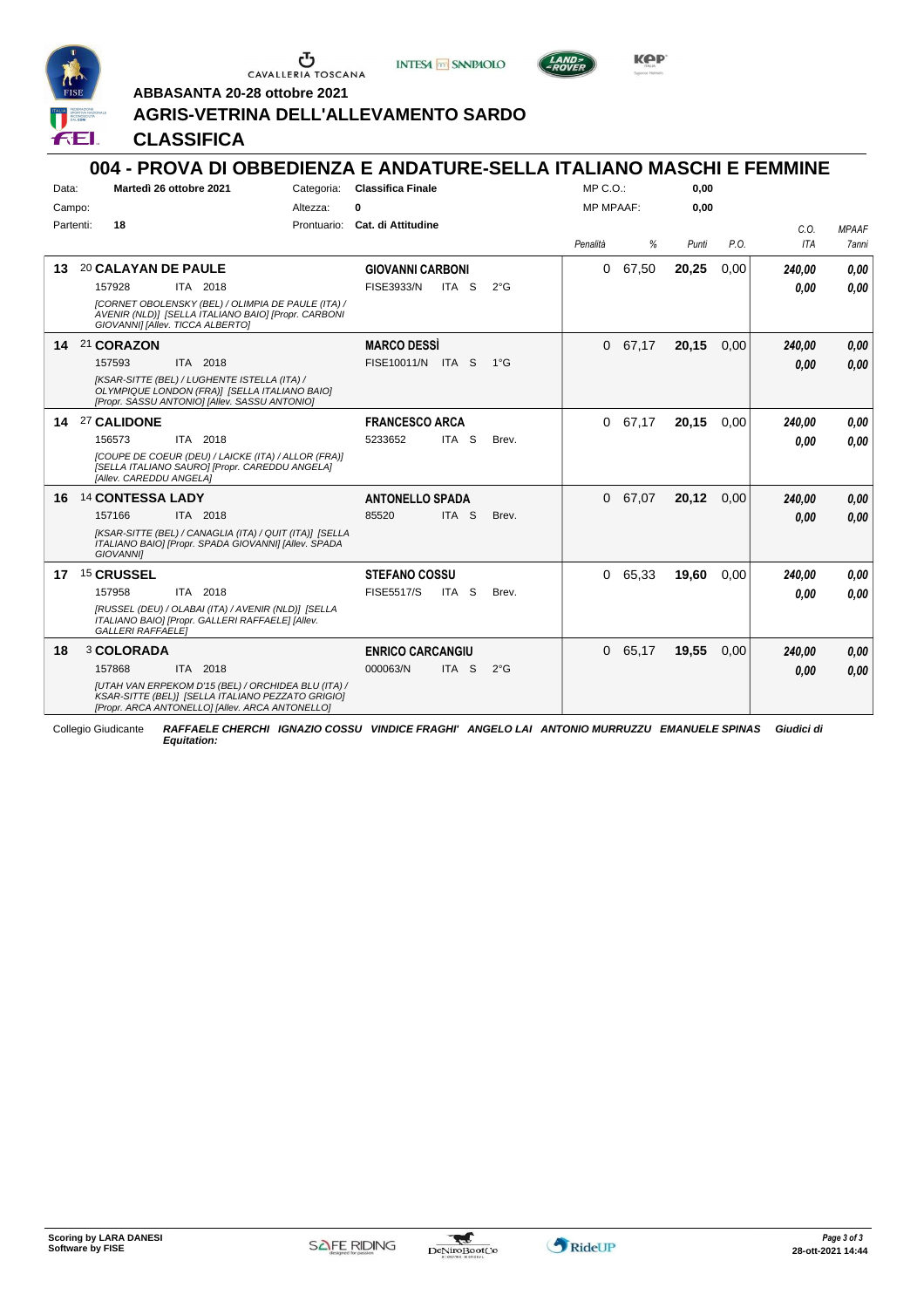ABBASANTA 20-28 ottobre 2021

# AGRIS-VETRINA DELL'ALLEVAMENTO SARDO

## CLASSIFICA

## 004 - PROVA DI OBBEDIENZA E ANDATURE-SELLA ITALIANO MASCHI E FEMMINE

Data: **Martedì 26 ottobre 2021** Categoria: **Classifica Finale** MP C.O.: **0,00**
Campo: Altezza: **0** MP MPAAF: **0,00**
Partenti: **18** Prontuario: **Cat. di Attitudine**

| | Cavallo | Cavaliere | Penalità | % | Punti | P.O. | C.O. ITA | MPAAF 7anni |
|---|---|---|---|---|---|---|---|---|
| 13 | 20 **CALAYAN DE PAULE** 157928 ITA 2018 *[CORNET OBOLENSKY (BEL) / OLIMPIA DE PAULE (ITA) / AVENIR (NLD)] [SELLA ITALIANO BAIO] [Propr. CARBONI GIOVANNI] [Allev. TICCA ALBERTO]* | **GIOVANNI CARBONI** FISE3933/N ITA S 2°G | 0 | 67,50 | **20,25** | 0,00 | *240,00* *0,00* | *0,00* *0,00* |
| 14 | 21 **CORAZON** 157593 ITA 2018 *[KSAR-SITTE (BEL) / LUGHENTE ISTELLA (ITA) / OLYMPIQUE LONDON (FRA)] [SELLA ITALIANO BAIO] [Propr. SASSU ANTONIO] [Allev. SASSU ANTONIO]* | **MARCO DESSÌ** FISE10011/N ITA S 1°G | 0 | 67,17 | **20,15** | 0,00 | *240,00* *0,00* | *0,00* *0,00* |
| 14 | 27 **CALIDONE** 156573 ITA 2018 *[COUPE DE COEUR (DEU) / LAICKE (ITA) / ALLOR (FRA)] [SELLA ITALIANO SAURO] [Propr. CAREDDU ANGELA] [Allev. CAREDDU ANGELA]* | **FRANCESCO ARCA** 5233652 ITA S Brev. | 0 | 67,17 | **20,15** | 0,00 | *240,00* *0,00* | *0,00* *0,00* |
| 16 | 14 **CONTESSA LADY** 157166 ITA 2018 *[KSAR-SITTE (BEL) / CANAGLIA (ITA) / QUIT (ITA)] [SELLA ITALIANO BAIO] [Propr. SPADA GIOVANNI] [Allev. SPADA GIOVANNI]* | **ANTONELLO SPADA** 85520 ITA S Brev. | 0 | 67,07 | **20,12** | 0,00 | *240,00* *0,00* | *0,00* *0,00* |
| 17 | 15 **CRUSSEL** 157958 ITA 2018 *[RUSSEL (DEU) / OLABAI (ITA) / AVENIR (NLD)] [SELLA ITALIANO BAIO] [Propr. GALLERI RAFFAELE] [Allev. GALLERI RAFFAELE]* | **STEFANO COSSU** FISE5517/S ITA S Brev. | 0 | 65,33 | **19,60** | 0,00 | *240,00* *0,00* | *0,00* *0,00* |
| 18 | 3 **COLORADA** 157868 ITA 2018 *[UTAH VAN ERPEKOM D'15 (BEL) / ORCHIDEA BLU (ITA) / KSAR-SITTE (BEL)] [SELLA ITALIANO PEZZATO GRIGIO] [Propr. ARCA ANTONELLO] [Allev. ARCA ANTONELLO]* | **ENRICO CARCANGIU** 000063/N ITA S 2°G | 0 | 65,17 | **19,55** | 0,00 | *240,00* *0,00* | *0,00* *0,00* |

Collegio Giudicante ***RAFFAELE CHERCHI IGNAZIO COSSU VINDICE FRAGHI' ANGELO LAI ANTONIO MURRUZZU EMANUELE SPINAS Giudici di Equitation:***

**Scoring by LARA DANESI**
**Software by FISE**

**28-ott-2021 14:44**